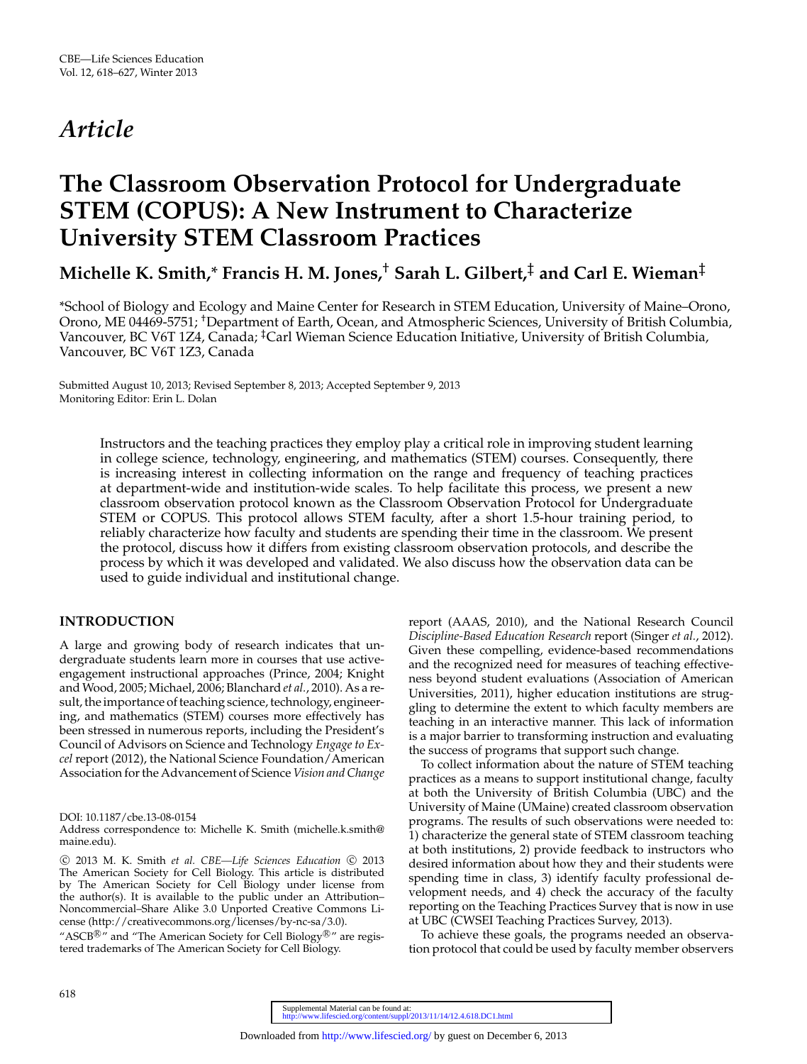*Article*

# The Classroom Observation Protocol for Undergraduate STEM (COPUS): A New Instrument to Characterize University STEM Classroom Practices

**Michelle K. Smith,\* Francis H. M. Jones,† Sarah L. Gilbert,‡ and Carl E. Wieman‡**

\*School of Biology and Ecology and Maine Center for Research in STEM Education, University of Maine–Orono, Orono, ME 04469-5751; †Department of Earth, Ocean, and Atmospheric Sciences, University of British Columbia, Vancouver, BC V6T 1Z4, Canada; ‡Carl Wieman Science Education Initiative, University of British Columbia, Vancouver, BC V6T 1Z3, Canada

Submitted August 10, 2013; Revised September 8, 2013; Accepted September 9, 2013
Monitoring Editor: Erin L. Dolan

Instructors and the teaching practices they employ play a critical role in improving student learning in college science, technology, engineering, and mathematics (STEM) courses. Consequently, there is increasing interest in collecting information on the range and frequency of teaching practices at department-wide and institution-wide scales. To help facilitate this process, we present a new classroom observation protocol known as the Classroom Observation Protocol for Undergraduate STEM or COPUS. This protocol allows STEM faculty, after a short 1.5-hour training period, to reliably characterize how faculty and students are spending their time in the classroom. We present the protocol, discuss how it differs from existing classroom observation protocols, and describe the process by which it was developed and validated. We also discuss how the observation data can be used to guide individual and institutional change.

## INTRODUCTION

A large and growing body of research indicates that undergraduate students learn more in courses that use active-engagement instructional approaches (Prince, 2004; Knight and Wood, 2005; Michael, 2006; Blanchard *et al.*, 2010). As a result, the importance of teaching science, technology, engineering, and mathematics (STEM) courses more effectively has been stressed in numerous reports, including the President's Council of Advisors on Science and Technology *Engage to Excel* report (2012), the National Science Foundation/American Association for the Advancement of Science *Vision and Change* report (AAAS, 2010), and the National Research Council *Discipline-Based Education Research* report (Singer *et al.*, 2012). Given these compelling, evidence-based recommendations and the recognized need for measures of teaching effectiveness beyond student evaluations (Association of American Universities, 2011), higher education institutions are struggling to determine the extent to which faculty members are teaching in an interactive manner. This lack of information is a major barrier to transforming instruction and evaluating the success of programs that support such change.

To collect information about the nature of STEM teaching practices as a means to support institutional change, faculty at both the University of British Columbia (UBC) and the University of Maine (UMaine) created classroom observation programs. The results of such observations were needed to: 1) characterize the general state of STEM classroom teaching at both institutions, 2) provide feedback to instructors who desired information about how they and their students were spending time in class, 3) identify faculty professional development needs, and 4) check the accuracy of the faculty reporting on the Teaching Practices Survey that is now in use at UBC (CWSEI Teaching Practices Survey, 2013).

To achieve these goals, the programs needed an observation protocol that could be used by faculty member observers

DOI: 10.1187/cbe.13-08-0154
Address correspondence to: Michelle K. Smith (michelle.k.smith@maine.edu).

© 2013 M. K. Smith *et al. CBE—Life Sciences Education* © 2013 The American Society for Cell Biology. This article is distributed by The American Society for Cell Biology under license from the author(s). It is available to the public under an Attribution–Noncommercial–Share Alike 3.0 Unported Creative Commons License (http://creativecommons.org/licenses/by-nc-sa/3.0).
"ASCB®" and "The American Society for Cell Biology®" are registered trademarks of The American Society for Cell Biology.

Supplemental Material can be found at:
http://www.lifescied.org/content/suppl/2013/11/14/12.4.618.DC1.html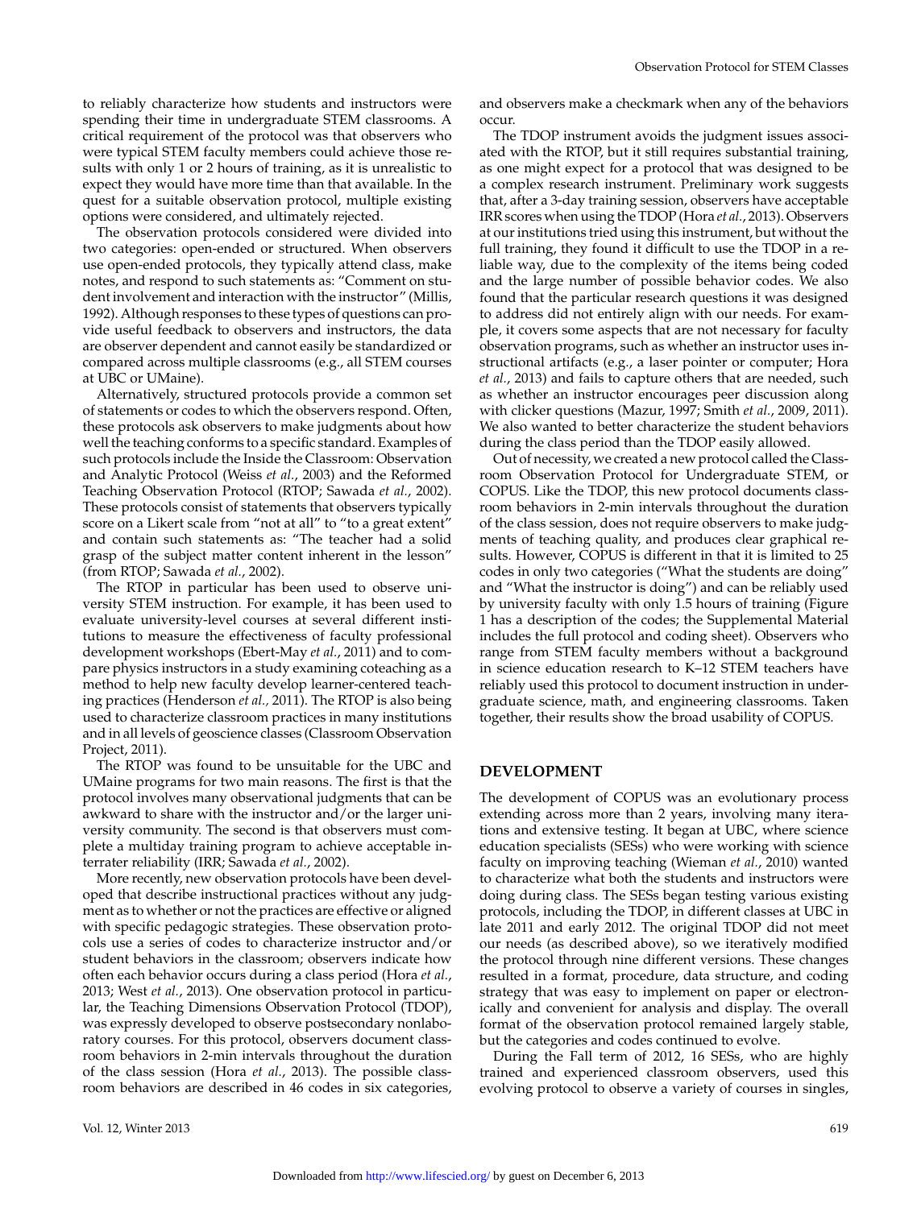to reliably characterize how students and instructors were spending their time in undergraduate STEM classrooms. A critical requirement of the protocol was that observers who were typical STEM faculty members could achieve those results with only 1 or 2 hours of training, as it is unrealistic to expect they would have more time than that available. In the quest for a suitable observation protocol, multiple existing options were considered, and ultimately rejected.

The observation protocols considered were divided into two categories: open-ended or structured. When observers use open-ended protocols, they typically attend class, make notes, and respond to such statements as: "Comment on student involvement and interaction with the instructor" (Millis, 1992). Although responses to these types of questions can provide useful feedback to observers and instructors, the data are observer dependent and cannot easily be standardized or compared across multiple classrooms (e.g., all STEM courses at UBC or UMaine).

Alternatively, structured protocols provide a common set of statements or codes to which the observers respond. Often, these protocols ask observers to make judgments about how well the teaching conforms to a specific standard. Examples of such protocols include the Inside the Classroom: Observation and Analytic Protocol (Weiss *et al.*, 2003) and the Reformed Teaching Observation Protocol (RTOP; Sawada *et al.*, 2002). These protocols consist of statements that observers typically score on a Likert scale from "not at all" to "to a great extent" and contain such statements as: "The teacher had a solid grasp of the subject matter content inherent in the lesson" (from RTOP; Sawada *et al.*, 2002).

The RTOP in particular has been used to observe university STEM instruction. For example, it has been used to evaluate university-level courses at several different institutions to measure the effectiveness of faculty professional development workshops (Ebert-May *et al.*, 2011) and to compare physics instructors in a study examining coteaching as a method to help new faculty develop learner-centered teaching practices (Henderson *et al.*, 2011). The RTOP is also being used to characterize classroom practices in many institutions and in all levels of geoscience classes (Classroom Observation Project, 2011).

The RTOP was found to be unsuitable for the UBC and UMaine programs for two main reasons. The first is that the protocol involves many observational judgments that can be awkward to share with the instructor and/or the larger university community. The second is that observers must complete a multiday training program to achieve acceptable interrater reliability (IRR; Sawada *et al.*, 2002).

More recently, new observation protocols have been developed that describe instructional practices without any judgment as to whether or not the practices are effective or aligned with specific pedagogic strategies. These observation protocols use a series of codes to characterize instructor and/or student behaviors in the classroom; observers indicate how often each behavior occurs during a class period (Hora *et al.*, 2013; West *et al.*, 2013). One observation protocol in particular, the Teaching Dimensions Observation Protocol (TDOP), was expressly developed to observe postsecondary nonlaboratory courses. For this protocol, observers document classroom behaviors in 2-min intervals throughout the duration of the class session (Hora *et al.*, 2013). The possible classroom behaviors are described in 46 codes in six categories, and observers make a checkmark when any of the behaviors occur.

The TDOP instrument avoids the judgment issues associated with the RTOP, but it still requires substantial training, as one might expect for a protocol that was designed to be a complex research instrument. Preliminary work suggests that, after a 3-day training session, observers have acceptable IRR scores when using the TDOP (Hora *et al.*, 2013). Observers at our institutions tried using this instrument, but without the full training, they found it difficult to use the TDOP in a reliable way, due to the complexity of the items being coded and the large number of possible behavior codes. We also found that the particular research questions it was designed to address did not entirely align with our needs. For example, it covers some aspects that are not necessary for faculty observation programs, such as whether an instructor uses instructional artifacts (e.g., a laser pointer or computer; Hora *et al.*, 2013) and fails to capture others that are needed, such as whether an instructor encourages peer discussion along with clicker questions (Mazur, 1997; Smith *et al.*, 2009, 2011). We also wanted to better characterize the student behaviors during the class period than the TDOP easily allowed.

Out of necessity, we created a new protocol called the Classroom Observation Protocol for Undergraduate STEM, or COPUS. Like the TDOP, this new protocol documents classroom behaviors in 2-min intervals throughout the duration of the class session, does not require observers to make judgments of teaching quality, and produces clear graphical results. However, COPUS is different in that it is limited to 25 codes in only two categories ("What the students are doing" and "What the instructor is doing") and can be reliably used by university faculty with only 1.5 hours of training (Figure 1 has a description of the codes; the Supplemental Material includes the full protocol and coding sheet). Observers who range from STEM faculty members without a background in science education research to K–12 STEM teachers have reliably used this protocol to document instruction in undergraduate science, math, and engineering classrooms. Taken together, their results show the broad usability of COPUS.

## DEVELOPMENT

The development of COPUS was an evolutionary process extending across more than 2 years, involving many iterations and extensive testing. It began at UBC, where science education specialists (SESs) who were working with science faculty on improving teaching (Wieman *et al.*, 2010) wanted to characterize what both the students and instructors were doing during class. The SESs began testing various existing protocols, including the TDOP, in different classes at UBC in late 2011 and early 2012. The original TDOP did not meet our needs (as described above), so we iteratively modified the protocol through nine different versions. These changes resulted in a format, procedure, data structure, and coding strategy that was easy to implement on paper or electronically and convenient for analysis and display. The overall format of the observation protocol remained largely stable, but the categories and codes continued to evolve.

During the Fall term of 2012, 16 SESs, who are highly trained and experienced classroom observers, used this evolving protocol to observe a variety of courses in singles,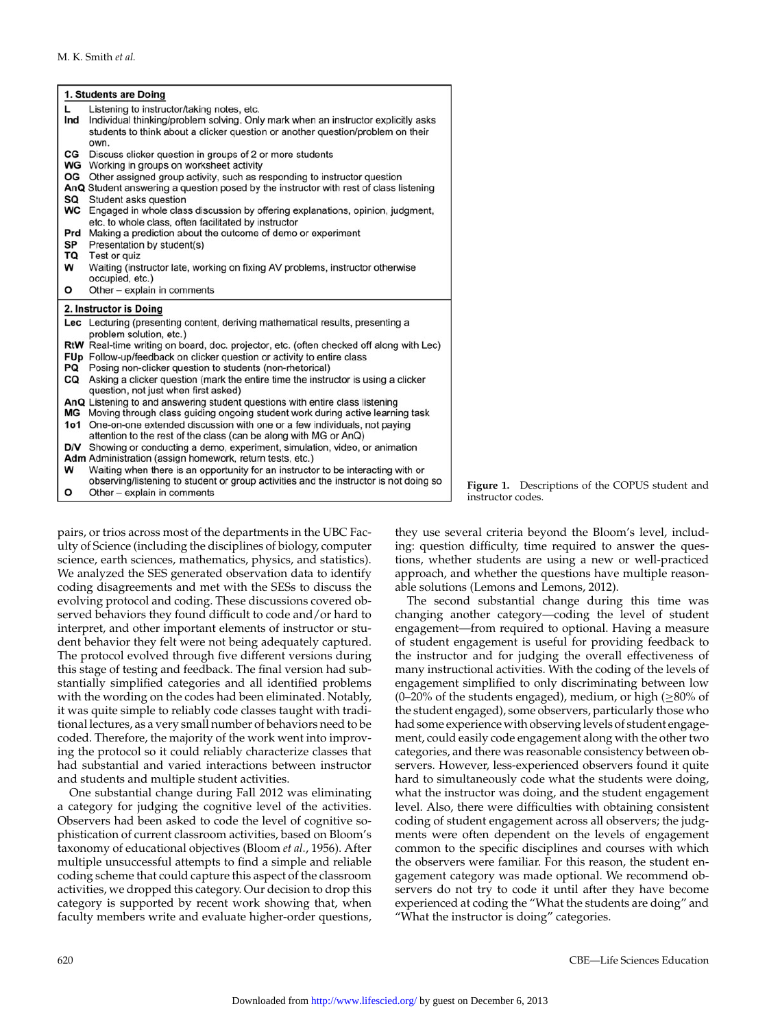**1. Students are Doing**

- **L** Listening to instructor/taking notes, etc.
- **Ind** Individual thinking/problem solving. Only mark when an instructor explicitly asks students to think about a clicker question or another question/problem on their own.
- **CG** Discuss clicker question in groups of 2 or more students
- **WG** Working in groups on worksheet activity
- **OG** Other assigned group activity, such as responding to instructor question
- **AnQ** Student answering a question posed by the instructor with rest of class listening
- **SQ** Student asks question
- **WC** Engaged in whole class discussion by offering explanations, opinion, judgment, etc. to whole class, often facilitated by instructor
- **Prd** Making a prediction about the outcome of demo or experiment
- **SP** Presentation by student(s)
- **TQ** Test or quiz
- **W** Waiting (instructor late, working on fixing AV problems, instructor otherwise occupied, etc.)
- **O** Other – explain in comments

**2. Instructor is Doing**

- **Lec** Lecturing (presenting content, deriving mathematical results, presenting a problem solution, etc.)
- **RtW** Real-time writing on board, doc. projector, etc. (often checked off along with Lec)
- **FUp** Follow-up/feedback on clicker question or activity to entire class
- **PQ** Posing non-clicker question to students (non-rhetorical)
- **CQ** Asking a clicker question (mark the entire time the instructor is using a clicker question, not just when first asked)
- **AnQ** Listening to and answering student questions with entire class listening
- **MG** Moving through class guiding ongoing student work during active learning task
- **1o1** One-on-one extended discussion with one or a few individuals, not paying attention to the rest of the class (can be along with MG or AnQ)
- **D/V** Showing or conducting a demo, experiment, simulation, video, or animation
- **Adm** Administration (assign homework, return tests, etc.)
- **W** Waiting when there is an opportunity for an instructor to be interacting with or observing/listening to student or group activities and the instructor is not doing so
- **O** Other – explain in comments

**Figure 1.** Descriptions of the COPUS student and instructor codes.

pairs, or trios across most of the departments in the UBC Faculty of Science (including the disciplines of biology, computer science, earth sciences, mathematics, physics, and statistics). We analyzed the SES generated observation data to identify coding disagreements and met with the SESs to discuss the evolving protocol and coding. These discussions covered observed behaviors they found difficult to code and/or hard to interpret, and other important elements of instructor or student behavior they felt were not being adequately captured. The protocol evolved through five different versions during this stage of testing and feedback. The final version had substantially simplified categories and all identified problems with the wording on the codes had been eliminated. Notably, it was quite simple to reliably code classes taught with traditional lectures, as a very small number of behaviors need to be coded. Therefore, the majority of the work went into improving the protocol so it could reliably characterize classes that had substantial and varied interactions between instructor and students and multiple student activities.

One substantial change during Fall 2012 was eliminating a category for judging the cognitive level of the activities. Observers had been asked to code the level of cognitive sophistication of current classroom activities, based on Bloom's taxonomy of educational objectives (Bloom *et al.*, 1956). After multiple unsuccessful attempts to find a simple and reliable coding scheme that could capture this aspect of the classroom activities, we dropped this category. Our decision to drop this category is supported by recent work showing that, when faculty members write and evaluate higher-order questions, they use several criteria beyond the Bloom's level, including: question difficulty, time required to answer the questions, whether students are using a new or well-practiced approach, and whether the questions have multiple reasonable solutions (Lemons and Lemons, 2012).

The second substantial change during this time was changing another category—coding the level of student engagement—from required to optional. Having a measure of student engagement is useful for providing feedback to the instructor and for judging the overall effectiveness of many instructional activities. With the coding of the levels of engagement simplified to only discriminating between low (0–20% of the students engaged), medium, or high (≥80% of the student engaged), some observers, particularly those who had some experience with observing levels of student engagement, could easily code engagement along with the other two categories, and there was reasonable consistency between observers. However, less-experienced observers found it quite hard to simultaneously code what the students were doing, what the instructor was doing, and the student engagement level. Also, there were difficulties with obtaining consistent coding of student engagement across all observers; the judgments were often dependent on the levels of engagement common to the specific disciplines and courses with which the observers were familiar. For this reason, the student engagement category was made optional. We recommend observers do not try to code it until after they have become experienced at coding the "What the students are doing" and "What the instructor is doing" categories.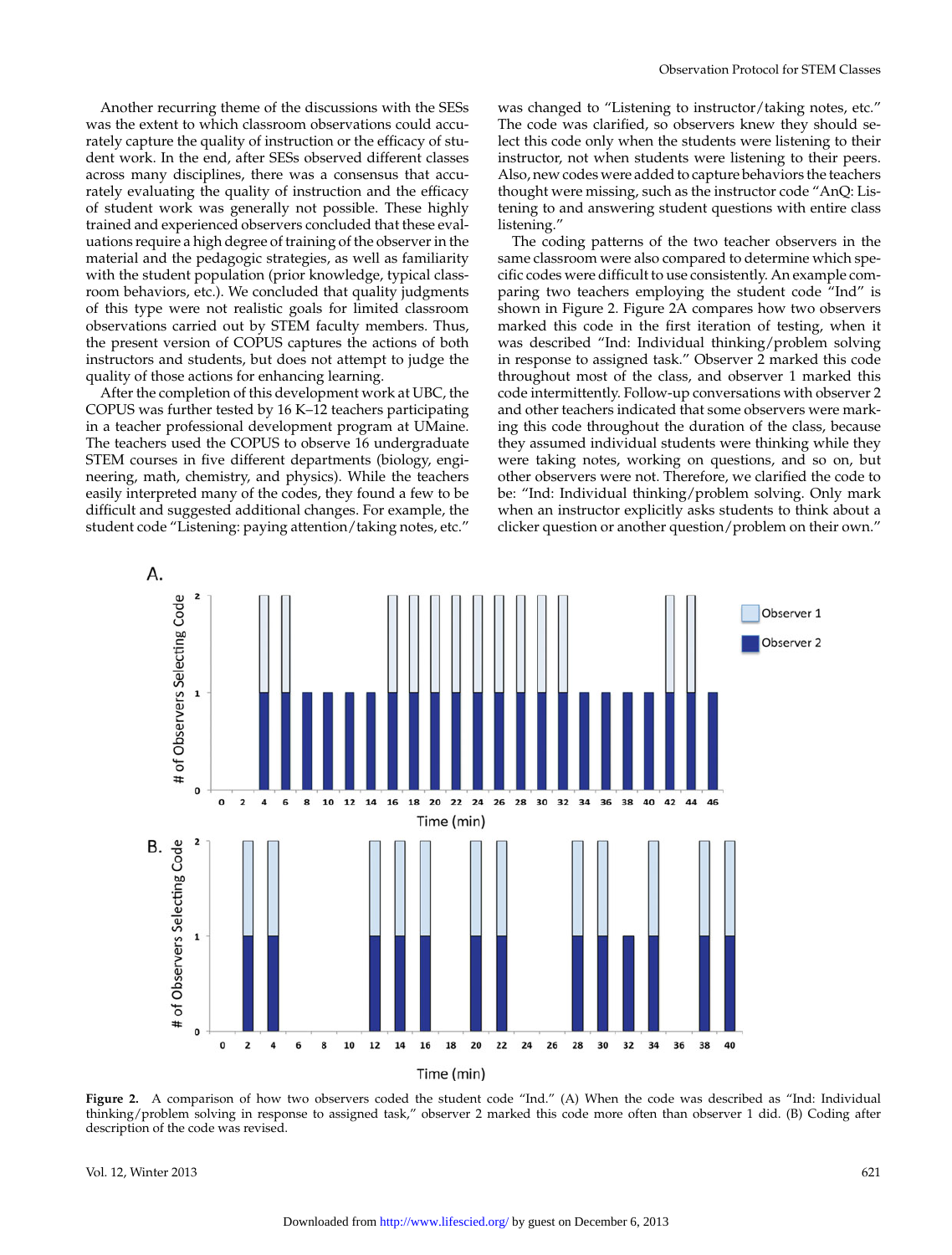Another recurring theme of the discussions with the SESs was the extent to which classroom observations could accurately capture the quality of instruction or the efficacy of student work. In the end, after SESs observed different classes across many disciplines, there was a consensus that accurately evaluating the quality of instruction and the efficacy of student work was generally not possible. These highly trained and experienced observers concluded that these evaluations require a high degree of training of the observer in the material and the pedagogic strategies, as well as familiarity with the student population (prior knowledge, typical classroom behaviors, etc.). We concluded that quality judgments of this type were not realistic goals for limited classroom observations carried out by STEM faculty members. Thus, the present version of COPUS captures the actions of both instructors and students, but does not attempt to judge the quality of those actions for enhancing learning.

After the completion of this development work at UBC, the COPUS was further tested by 16 K–12 teachers participating in a teacher professional development program at UMaine. The teachers used the COPUS to observe 16 undergraduate STEM courses in five different departments (biology, engineering, math, chemistry, and physics). While the teachers easily interpreted many of the codes, they found a few to be difficult and suggested additional changes. For example, the student code "Listening: paying attention/taking notes, etc." was changed to "Listening to instructor/taking notes, etc." The code was clarified, so observers knew they should select this code only when the students were listening to their instructor, not when students were listening to their peers. Also, new codes were added to capture behaviors the teachers thought were missing, such as the instructor code "AnQ: Listening to and answering student questions with entire class listening."

The coding patterns of the two teacher observers in the same classroom were also compared to determine which specific codes were difficult to use consistently. An example comparing two teachers employing the student code "Ind" is shown in Figure 2. Figure 2A compares how two observers marked this code in the first iteration of testing, when it was described "Ind: Individual thinking/problem solving in response to assigned task." Observer 2 marked this code throughout most of the class, and observer 1 marked this code intermittently. Follow-up conversations with observer 2 and other teachers indicated that some observers were marking this code throughout the duration of the class, because they assumed individual students were thinking while they were taking notes, working on questions, and so on, but other observers were not. Therefore, we clarified the code to be: "Ind: Individual thinking/problem solving. Only mark when an instructor explicitly asks students to think about a clicker question or another question/problem on their own."

**Figure 2.** A comparison of how two observers coded the student code "Ind." (A) When the code was described as "Ind: Individual thinking/problem solving in response to assigned task," observer 2 marked this code more often than observer 1 did. (B) Coding after description of the code was revised.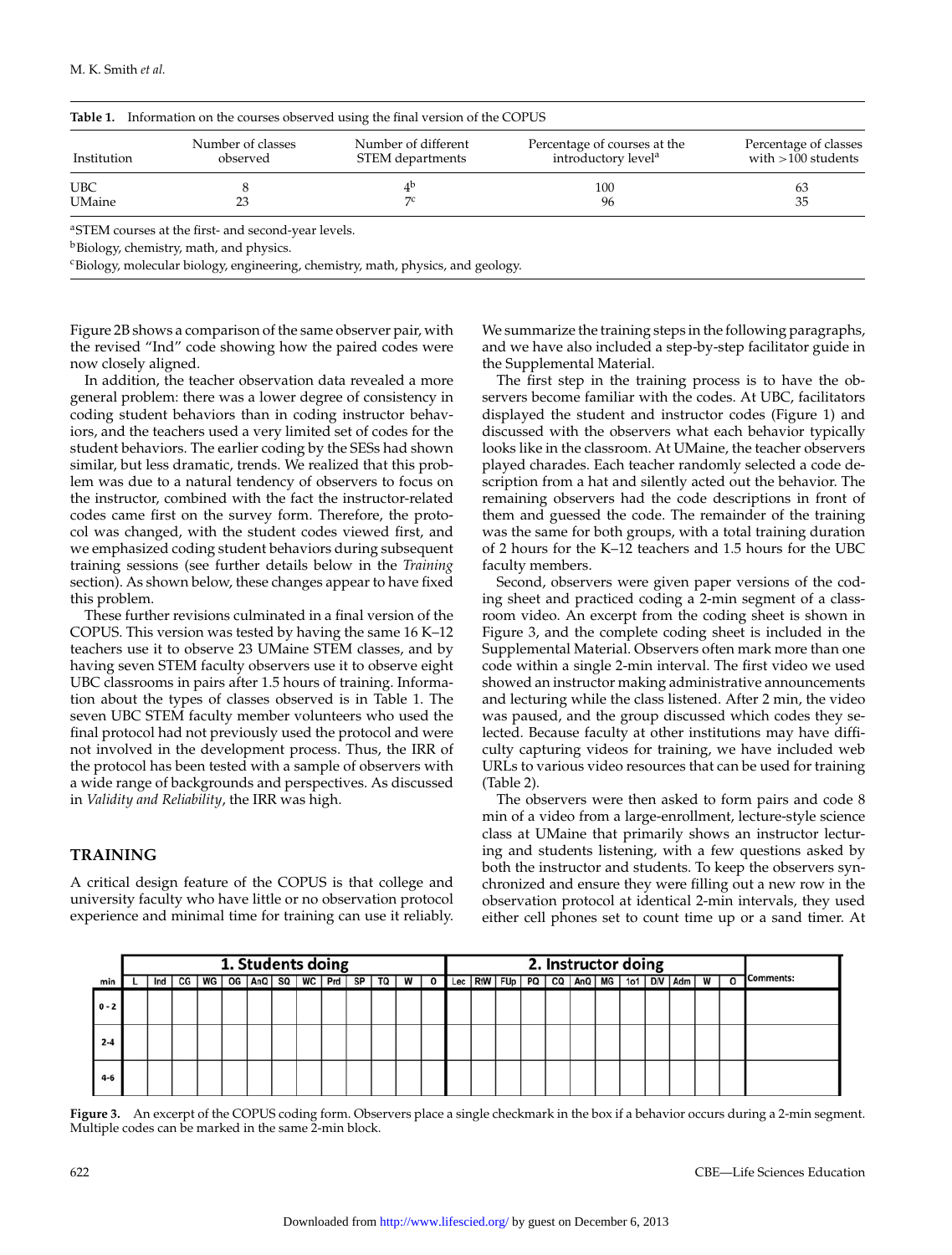**Table 1.** Information on the courses observed using the final version of the COPUS

| Institution | Number of classes observed | Number of different STEM departments | Percentage of courses at the introductory level[a] | Percentage of classes with >100 students |
|---|---|---|---|---|
| UBC | 8 | 4[b] | 100 | 63 |
| UMaine | 23 | 7[c] | 96 | 35 |

[a]STEM courses at the first- and second-year levels.

[b]Biology, chemistry, math, and physics.

[c]Biology, molecular biology, engineering, chemistry, math, physics, and geology.

Figure 2B shows a comparison of the same observer pair, with the revised "Ind" code showing how the paired codes were now closely aligned.

In addition, the teacher observation data revealed a more general problem: there was a lower degree of consistency in coding student behaviors than in coding instructor behaviors, and the teachers used a very limited set of codes for the student behaviors. The earlier coding by the SESs had shown similar, but less dramatic, trends. We realized that this problem was due to a natural tendency of observers to focus on the instructor, combined with the fact the instructor-related codes came first on the survey form. Therefore, the protocol was changed, with the student codes viewed first, and we emphasized coding student behaviors during subsequent training sessions (see further details below in the *Training* section). As shown below, these changes appear to have fixed this problem.

These further revisions culminated in a final version of the COPUS. This version was tested by having the same 16 K–12 teachers use it to observe 23 UMaine STEM classes, and by having seven STEM faculty observers use it to observe eight UBC classrooms in pairs after 1.5 hours of training. Information about the types of classes observed is in Table 1. The seven UBC STEM faculty member volunteers who used the final protocol had not previously used the protocol and were not involved in the development process. Thus, the IRR of the protocol has been tested with a sample of observers with a wide range of backgrounds and perspectives. As discussed in *Validity and Reliability*, the IRR was high.

## TRAINING

A critical design feature of the COPUS is that college and university faculty who have little or no observation protocol experience and minimal time for training can use it reliably. We summarize the training steps in the following paragraphs, and we have also included a step-by-step facilitator guide in the Supplemental Material.

The first step in the training process is to have the observers become familiar with the codes. At UBC, facilitators displayed the student and instructor codes (Figure 1) and discussed with the observers what each behavior typically looks like in the classroom. At UMaine, the teacher observers played charades. Each teacher randomly selected a code description from a hat and silently acted out the behavior. The remaining observers had the code descriptions in front of them and guessed the code. The remainder of the training was the same for both groups, with a total training duration of 2 hours for the K–12 teachers and 1.5 hours for the UBC faculty members.

Second, observers were given paper versions of the coding sheet and practiced coding a 2-min segment of a classroom video. An excerpt from the coding sheet is shown in Figure 3, and the complete coding sheet is included in the Supplemental Material. Observers often mark more than one code within a single 2-min interval. The first video we used showed an instructor making administrative announcements and lecturing while the class listened. After 2 min, the video was paused, and the group discussed which codes they selected. Because faculty at other institutions may have difficulty capturing videos for training, we have included web URLs to various video resources that can be used for training (Table 2).

The observers were then asked to form pairs and code 8 min of a video from a large-enrollment, lecture-style science class at UMaine that primarily shows an instructor lecturing and students listening, with a few questions asked by both the instructor and students. To keep the observers synchronized and ensure they were filling out a new row in the observation protocol at identical 2-min intervals, they used either cell phones set to count time up or a sand timer. At

| | 1. Students doing | | | | | | | | | | | | | 2. Instructor doing | | | | | | | | | | | | |
|---|---|---|---|---|---|---|---|---|---|---|---|---|---|---|---|---|---|---|---|---|---|---|---|---|---|---|
| min | L | Ind | CG | WG | OG | AnQ | SQ | WC | Prd | SP | TQ | W | O | Lec | RtW | FUp | PQ | CQ | AnQ | MG | 1o1 | D/V | Adm | W | O | Comments: |
| 0 - 2 | | | | | | | | | | | | | | | | | | | | | | | | | | |
| 2-4 | | | | | | | | | | | | | | | | | | | | | | | | | | |
| 4-6 | | | | | | | | | | | | | | | | | | | | | | | | | | |

**Figure 3.** An excerpt of the COPUS coding form. Observers place a single checkmark in the box if a behavior occurs during a 2-min segment. Multiple codes can be marked in the same 2-min block.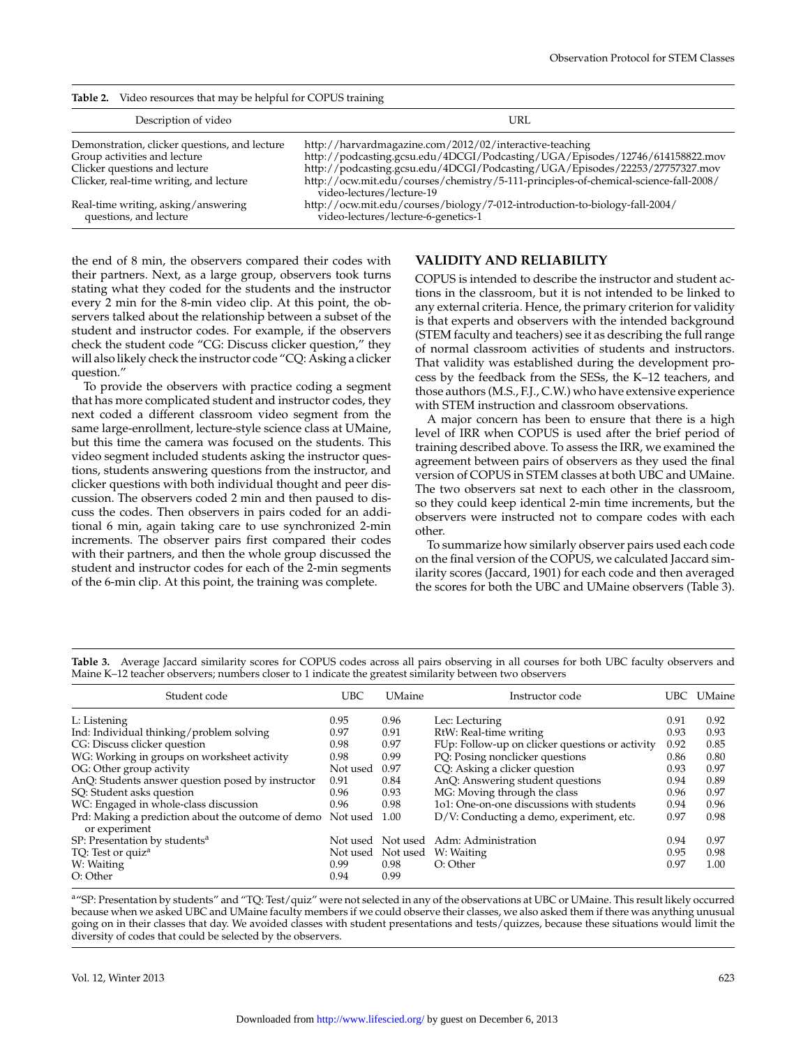**Table 2.** Video resources that may be helpful for COPUS training

| Description of video | URL |
|---|---|
| Demonstration, clicker questions, and lecture | http://harvardmagazine.com/2012/02/interactive-teaching |
| Group activities and lecture | http://podcasting.gcsu.edu/4DCGI/Podcasting/UGA/Episodes/12746/614158822.mov |
| Clicker questions and lecture | http://podcasting.gcsu.edu/4DCGI/Podcasting/UGA/Episodes/22253/27757327.mov |
| Clicker, real-time writing, and lecture | http://ocw.mit.edu/courses/chemistry/5-111-principles-of-chemical-science-fall-2008/video-lectures/lecture-19 |
| Real-time writing, asking/answering questions, and lecture | http://ocw.mit.edu/courses/biology/7-012-introduction-to-biology-fall-2004/video-lectures/lecture-6-genetics-1 |

the end of 8 min, the observers compared their codes with their partners. Next, as a large group, observers took turns stating what they coded for the students and the instructor every 2 min for the 8-min video clip. At this point, the observers talked about the relationship between a subset of the student and instructor codes. For example, if the observers check the student code "CG: Discuss clicker question," they will also likely check the instructor code "CQ: Asking a clicker question."

To provide the observers with practice coding a segment that has more complicated student and instructor codes, they next coded a different classroom video segment from the same large-enrollment, lecture-style science class at UMaine, but this time the camera was focused on the students. This video segment included students asking the instructor questions, students answering questions from the instructor, and clicker questions with both individual thought and peer discussion. The observers coded 2 min and then paused to discuss the codes. Then observers in pairs coded for an additional 6 min, again taking care to use synchronized 2-min increments. The observer pairs first compared their codes with their partners, and then the whole group discussed the student and instructor codes for each of the 2-min segments of the 6-min clip. At this point, the training was complete.

## VALIDITY AND RELIABILITY

COPUS is intended to describe the instructor and student actions in the classroom, but it is not intended to be linked to any external criteria. Hence, the primary criterion for validity is that experts and observers with the intended background (STEM faculty and teachers) see it as describing the full range of normal classroom activities of students and instructors. That validity was established during the development process by the feedback from the SESs, the K–12 teachers, and those authors (M.S., F.J., C.W.) who have extensive experience with STEM instruction and classroom observations.

A major concern has been to ensure that there is a high level of IRR when COPUS is used after the brief period of training described above. To assess the IRR, we examined the agreement between pairs of observers as they used the final version of COPUS in STEM classes at both UBC and UMaine. The two observers sat next to each other in the classroom, so they could keep identical 2-min time increments, but the observers were instructed not to compare codes with each other.

To summarize how similarly observer pairs used each code on the final version of the COPUS, we calculated Jaccard similarity scores (Jaccard, 1901) for each code and then averaged the scores for both the UBC and UMaine observers (Table 3).

**Table 3.** Average Jaccard similarity scores for COPUS codes across all pairs observing in all courses for both UBC faculty observers and Maine K–12 teacher observers; numbers closer to 1 indicate the greatest similarity between two observers

| Student code | UBC | UMaine | Instructor code | UBC | UMaine |
|---|---|---|---|---|---|
| L: Listening | 0.95 | 0.96 | Lec: Lecturing | 0.91 | 0.92 |
| Ind: Individual thinking/problem solving | 0.97 | 0.91 | RtW: Real-time writing | 0.93 | 0.93 |
| CG: Discuss clicker question | 0.98 | 0.97 | FUp: Follow-up on clicker questions or activity | 0.92 | 0.85 |
| WG: Working in groups on worksheet activity | 0.98 | 0.99 | PQ: Posing nonclicker questions | 0.86 | 0.80 |
| OG: Other group activity | Not used | 0.97 | CQ: Asking a clicker question | 0.93 | 0.97 |
| AnQ: Students answer question posed by instructor | 0.91 | 0.84 | AnQ: Answering student questions | 0.94 | 0.89 |
| SQ: Student asks question | 0.96 | 0.93 | MG: Moving through the class | 0.96 | 0.97 |
| WC: Engaged in whole-class discussion | 0.96 | 0.98 | 1o1: One-on-one discussions with students | 0.94 | 0.96 |
| Prd: Making a prediction about the outcome of demo or experiment | Not used | 1.00 | D/V: Conducting a demo, experiment, etc. | 0.97 | 0.98 |
| SP: Presentation by students[a] | Not used | Not used | Adm: Administration | 0.94 | 0.97 |
| TQ: Test or quiz[a] | Not used | Not used | W: Waiting | 0.95 | 0.98 |
| W: Waiting | 0.99 | 0.98 | O: Other | 0.97 | 1.00 |
| O: Other | 0.94 | 0.99 | | | |

[a] "SP: Presentation by students" and "TQ: Test/quiz" were not selected in any of the observations at UBC or UMaine. This result likely occurred because when we asked UBC and UMaine faculty members if we could observe their classes, we also asked them if there was anything unusual going on in their classes that day. We avoided classes with student presentations and tests/quizzes, because these situations would limit the diversity of codes that could be selected by the observers.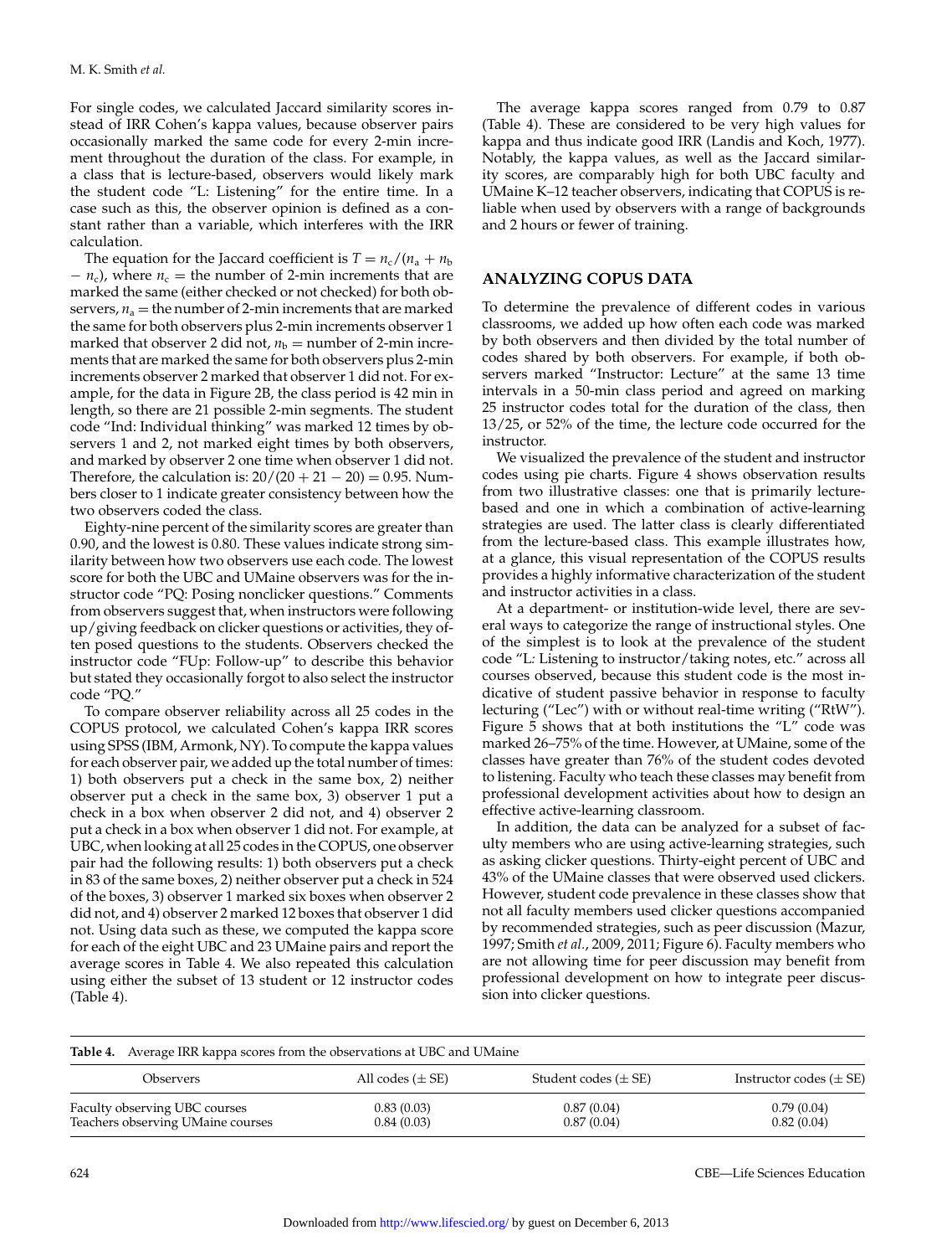For single codes, we calculated Jaccard similarity scores instead of IRR Cohen's kappa values, because observer pairs occasionally marked the same code for every 2-min increment throughout the duration of the class. For example, in a class that is lecture-based, observers would likely mark the student code "L: Listening" for the entire time. In a case such as this, the observer opinion is defined as a constant rather than a variable, which interferes with the IRR calculation.

The equation for the Jaccard coefficient is $T = n_c/(n_a + n_b - n_c)$, where $n_c$ = the number of 2-min increments that are marked the same (either checked or not checked) for both observers, $n_a$ = the number of 2-min increments that are marked the same for both observers plus 2-min increments observer 1 marked that observer 2 did not, $n_b$ = number of 2-min increments that are marked the same for both observers plus 2-min increments observer 2 marked that observer 1 did not. For example, for the data in Figure 2B, the class period is 42 min in length, so there are 21 possible 2-min segments. The student code "Ind: Individual thinking" was marked 12 times by observers 1 and 2, not marked eight times by both observers, and marked by observer 2 one time when observer 1 did not. Therefore, the calculation is: $20/(20 + 21 - 20) = 0.95$. Numbers closer to 1 indicate greater consistency between how the two observers coded the class.

Eighty-nine percent of the similarity scores are greater than 0.90, and the lowest is 0.80. These values indicate strong similarity between how two observers use each code. The lowest score for both the UBC and UMaine observers was for the instructor code "PQ: Posing nonclicker questions." Comments from observers suggest that, when instructors were following up/giving feedback on clicker questions or activities, they often posed questions to the students. Observers checked the instructor code "FUp: Follow-up" to describe this behavior but stated they occasionally forgot to also select the instructor code "PQ."

To compare observer reliability across all 25 codes in the COPUS protocol, we calculated Cohen's kappa IRR scores using SPSS (IBM, Armonk, NY). To compute the kappa values for each observer pair, we added up the total number of times: 1) both observers put a check in the same box, 2) neither observer put a check in the same box, 3) observer 1 put a check in a box when observer 2 did not, and 4) observer 2 put a check in a box when observer 1 did not. For example, at UBC, when looking at all 25 codes in the COPUS, one observer pair had the following results: 1) both observers put a check in 83 of the same boxes, 2) neither observer put a check in 524 of the boxes, 3) observer 1 marked six boxes when observer 2 did not, and 4) observer 2 marked 12 boxes that observer 1 did not. Using data such as these, we computed the kappa score for each of the eight UBC and 23 UMaine pairs and report the average scores in Table 4. We also repeated this calculation using either the subset of 13 student or 12 instructor codes (Table 4).

The average kappa scores ranged from 0.79 to 0.87 (Table 4). These are considered to be very high values for kappa and thus indicate good IRR (Landis and Koch, 1977). Notably, the kappa values, as well as the Jaccard similarity scores, are comparably high for both UBC faculty and UMaine K–12 teacher observers, indicating that COPUS is reliable when used by observers with a range of backgrounds and 2 hours or fewer of training.

## ANALYZING COPUS DATA

To determine the prevalence of different codes in various classrooms, we added up how often each code was marked by both observers and then divided by the total number of codes shared by both observers. For example, if both observers marked "Instructor: Lecture" at the same 13 time intervals in a 50-min class period and agreed on marking 25 instructor codes total for the duration of the class, then 13/25, or 52% of the time, the lecture code occurred for the instructor.

We visualized the prevalence of the student and instructor codes using pie charts. Figure 4 shows observation results from two illustrative classes: one that is primarily lecture-based and one in which a combination of active-learning strategies are used. The latter class is clearly differentiated from the lecture-based class. This example illustrates how, at a glance, this visual representation of the COPUS results provides a highly informative characterization of the student and instructor activities in a class.

At a department- or institution-wide level, there are several ways to categorize the range of instructional styles. One of the simplest is to look at the prevalence of the student code "L: Listening to instructor/taking notes, etc." across all courses observed, because this student code is the most indicative of student passive behavior in response to faculty lecturing ("Lec") with or without real-time writing ("RtW"). Figure 5 shows that at both institutions the "L" code was marked 26–75% of the time. However, at UMaine, some of the classes have greater than 76% of the student codes devoted to listening. Faculty who teach these classes may benefit from professional development activities about how to design an effective active-learning classroom.

In addition, the data can be analyzed for a subset of faculty members who are using active-learning strategies, such as asking clicker questions. Thirty-eight percent of UBC and 43% of the UMaine classes that were observed used clickers. However, student code prevalence in these classes show that not all faculty members used clicker questions accompanied by recommended strategies, such as peer discussion (Mazur, 1997; Smith *et al.*, 2009, 2011; Figure 6). Faculty members who are not allowing time for peer discussion may benefit from professional development on how to integrate peer discussion into clicker questions.

**Table 4.** Average IRR kappa scores from the observations at UBC and UMaine

| Observers | All codes (± SE) | Student codes (± SE) | Instructor codes (± SE) |
|---|---|---|---|
| Faculty observing UBC courses | 0.83 (0.03) | 0.87 (0.04) | 0.79 (0.04) |
| Teachers observing UMaine courses | 0.84 (0.03) | 0.87 (0.04) | 0.82 (0.04) |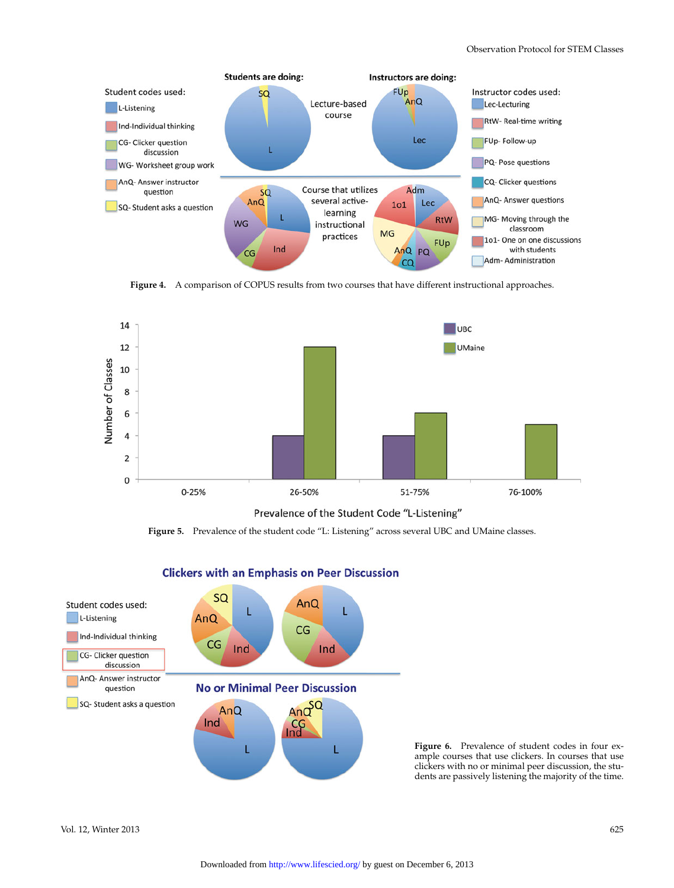**Figure 4.** A comparison of COPUS results from two courses that have different instructional approaches.

**Figure 5.** Prevalence of the student code "L: Listening" across several UBC and UMaine classes.

**Figure 6.** Prevalence of student codes in four example courses that use clickers. In courses that use clickers with no or minimal peer discussion, the students are passively listening the majority of the time.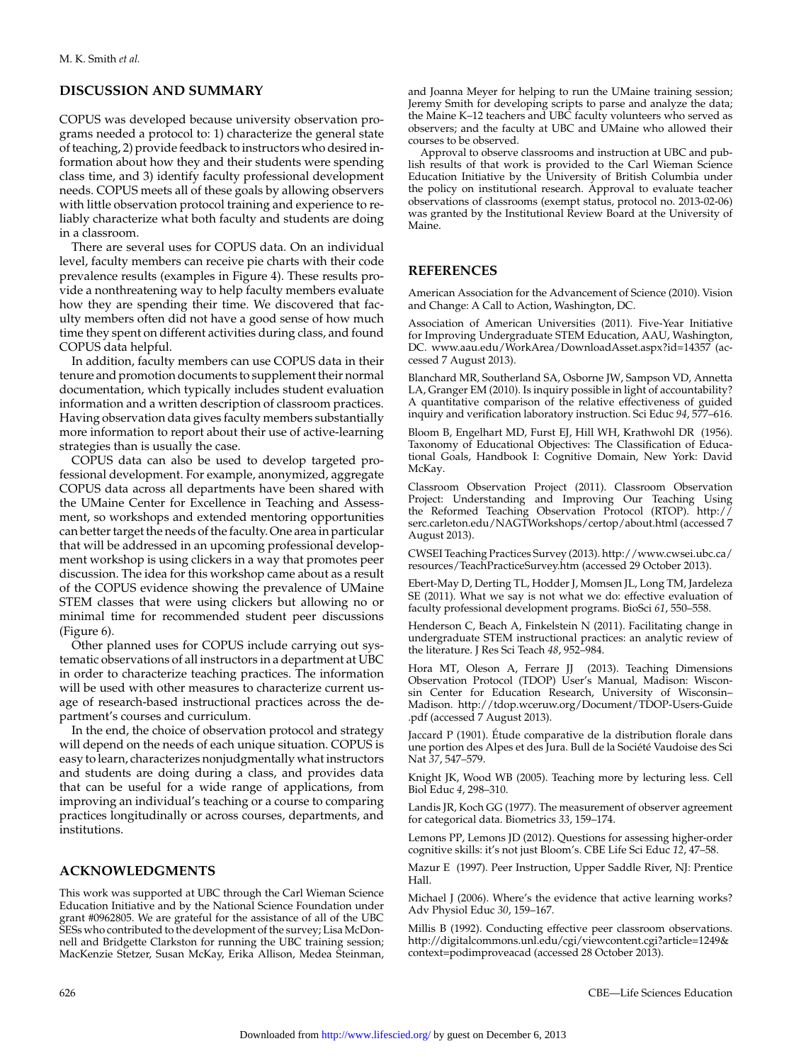## DISCUSSION AND SUMMARY

COPUS was developed because university observation programs needed a protocol to: 1) characterize the general state of teaching, 2) provide feedback to instructors who desired information about how they and their students were spending class time, and 3) identify faculty professional development needs. COPUS meets all of these goals by allowing observers with little observation protocol training and experience to reliably characterize what both faculty and students are doing in a classroom.

There are several uses for COPUS data. On an individual level, faculty members can receive pie charts with their code prevalence results (examples in Figure 4). These results provide a nonthreatening way to help faculty members evaluate how they are spending their time. We discovered that faculty members often did not have a good sense of how much time they spent on different activities during class, and found COPUS data helpful.

In addition, faculty members can use COPUS data in their tenure and promotion documents to supplement their normal documentation, which typically includes student evaluation information and a written description of classroom practices. Having observation data gives faculty members substantially more information to report about their use of active-learning strategies than is usually the case.

COPUS data can also be used to develop targeted professional development. For example, anonymized, aggregate COPUS data across all departments have been shared with the UMaine Center for Excellence in Teaching and Assessment, so workshops and extended mentoring opportunities can better target the needs of the faculty. One area in particular that will be addressed in an upcoming professional development workshop is using clickers in a way that promotes peer discussion. The idea for this workshop came about as a result of the COPUS evidence showing the prevalence of UMaine STEM classes that were using clickers but allowing no or minimal time for recommended student peer discussions (Figure 6).

Other planned uses for COPUS include carrying out systematic observations of all instructors in a department at UBC in order to characterize teaching practices. The information will be used with other measures to characterize current usage of research-based instructional practices across the department's courses and curriculum.

In the end, the choice of observation protocol and strategy will depend on the needs of each unique situation. COPUS is easy to learn, characterizes nonjudgmentally what instructors and students are doing during a class, and provides data that can be useful for a wide range of applications, from improving an individual's teaching or a course to comparing practices longitudinally or across courses, departments, and institutions.

## ACKNOWLEDGMENTS

This work was supported at UBC through the Carl Wieman Science Education Initiative and by the National Science Foundation under grant #0962805. We are grateful for the assistance of all of the UBC SESs who contributed to the development of the survey; Lisa McDonnell and Bridgette Clarkston for running the UBC training session; MacKenzie Stetzer, Susan McKay, Erika Allison, Medea Steinman, and Joanna Meyer for helping to run the UMaine training session; Jeremy Smith for developing scripts to parse and analyze the data; the Maine K–12 teachers and UBC faculty volunteers who served as observers; and the faculty at UBC and UMaine who allowed their courses to be observed.

Approval to observe classrooms and instruction at UBC and publish results of that work is provided to the Carl Wieman Science Education Initiative by the University of British Columbia under the policy on institutional research. Approval to evaluate teacher observations of classrooms (exempt status, protocol no. 2013-02-06) was granted by the Institutional Review Board at the University of Maine.

## REFERENCES

American Association for the Advancement of Science (2010). Vision and Change: A Call to Action, Washington, DC.

Association of American Universities (2011). Five-Year Initiative for Improving Undergraduate STEM Education, AAU, Washington, DC. www.aau.edu/WorkArea/DownloadAsset.aspx?id=14357 (accessed 7 August 2013).

Blanchard MR, Southerland SA, Osborne JW, Sampson VD, Annetta LA, Granger EM (2010). Is inquiry possible in light of accountability? A quantitative comparison of the relative effectiveness of guided inquiry and verification laboratory instruction. Sci Educ *94*, 577–616.

Bloom B, Engelhart MD, Furst EJ, Hill WH, Krathwohl DR (1956). Taxonomy of Educational Objectives: The Classification of Educational Goals, Handbook I: Cognitive Domain, New York: David McKay.

Classroom Observation Project (2011). Classroom Observation Project: Understanding and Improving Our Teaching Using the Reformed Teaching Observation Protocol (RTOP). http://serc.carleton.edu/NAGTWorkshops/certop/about.html (accessed 7 August 2013).

CWSEI Teaching Practices Survey (2013). http://www.cwsei.ubc.ca/resources/TeachPracticeSurvey.htm (accessed 29 October 2013).

Ebert-May D, Derting TL, Hodder J, Momsen JL, Long TM, Jardeleza SE (2011). What we say is not what we do: effective evaluation of faculty professional development programs. BioSci *61*, 550–558.

Henderson C, Beach A, Finkelstein N (2011). Facilitating change in undergraduate STEM instructional practices: an analytic review of the literature. J Res Sci Teach *48*, 952–984.

Hora MT, Oleson A, Ferrare JJ (2013). Teaching Dimensions Observation Protocol (TDOP) User's Manual, Madison: Wisconsin Center for Education Research, University of Wisconsin–Madison. http://tdop.wceruw.org/Document/TDOP-Users-Guide.pdf (accessed 7 August 2013).

Jaccard P (1901). Étude comparative de la distribution florale dans une portion des Alpes et des Jura. Bull de la Société Vaudoise des Sci Nat *37*, 547–579.

Knight JK, Wood WB (2005). Teaching more by lecturing less. Cell Biol Educ *4*, 298–310.

Landis JR, Koch GG (1977). The measurement of observer agreement for categorical data. Biometrics *33*, 159–174.

Lemons PP, Lemons JD (2012). Questions for assessing higher-order cognitive skills: it's not just Bloom's. CBE Life Sci Educ *12*, 47–58.

Mazur E (1997). Peer Instruction, Upper Saddle River, NJ: Prentice Hall.

Michael J (2006). Where's the evidence that active learning works? Adv Physiol Educ *30*, 159–167.

Millis B (1992). Conducting effective peer classroom observations. http://digitalcommons.unl.edu/cgi/viewcontent.cgi?article=1249&context=podimproveacad (accessed 28 October 2013).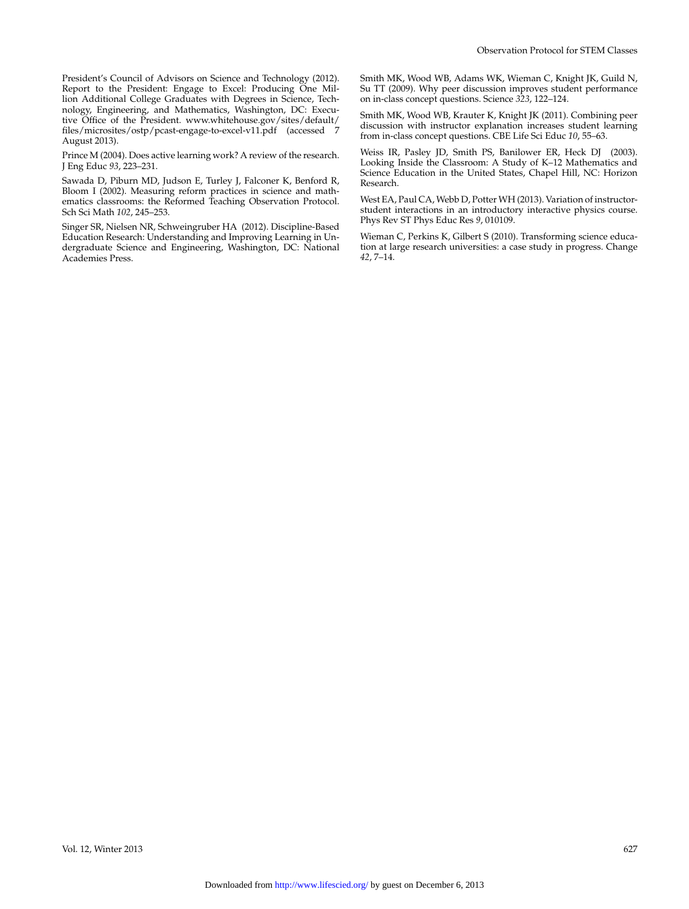President's Council of Advisors on Science and Technology (2012). Report to the President: Engage to Excel: Producing One Million Additional College Graduates with Degrees in Science, Technology, Engineering, and Mathematics, Washington, DC: Executive Office of the President. www.whitehouse.gov/sites/default/files/microsites/ostp/pcast-engage-to-excel-v11.pdf (accessed 7 August 2013).

Prince M (2004). Does active learning work? A review of the research. J Eng Educ *93*, 223–231.

Sawada D, Piburn MD, Judson E, Turley J, Falconer K, Benford R, Bloom I (2002). Measuring reform practices in science and mathematics classrooms: the Reformed Teaching Observation Protocol. Sch Sci Math *102*, 245–253.

Singer SR, Nielsen NR, Schweingruber HA (2012). Discipline-Based Education Research: Understanding and Improving Learning in Undergraduate Science and Engineering, Washington, DC: National Academies Press.

Smith MK, Wood WB, Adams WK, Wieman C, Knight JK, Guild N, Su TT (2009). Why peer discussion improves student performance on in-class concept questions. Science *323*, 122–124.

Smith MK, Wood WB, Krauter K, Knight JK (2011). Combining peer discussion with instructor explanation increases student learning from in-class concept questions. CBE Life Sci Educ *10*, 55–63.

Weiss IR, Pasley JD, Smith PS, Banilower ER, Heck DJ (2003). Looking Inside the Classroom: A Study of K–12 Mathematics and Science Education in the United States, Chapel Hill, NC: Horizon Research.

West EA, Paul CA, Webb D, Potter WH (2013). Variation of instructor-student interactions in an introductory interactive physics course. Phys Rev ST Phys Educ Res *9*, 010109.

Wieman C, Perkins K, Gilbert S (2010). Transforming science education at large research universities: a case study in progress. Change *42*, 7–14.